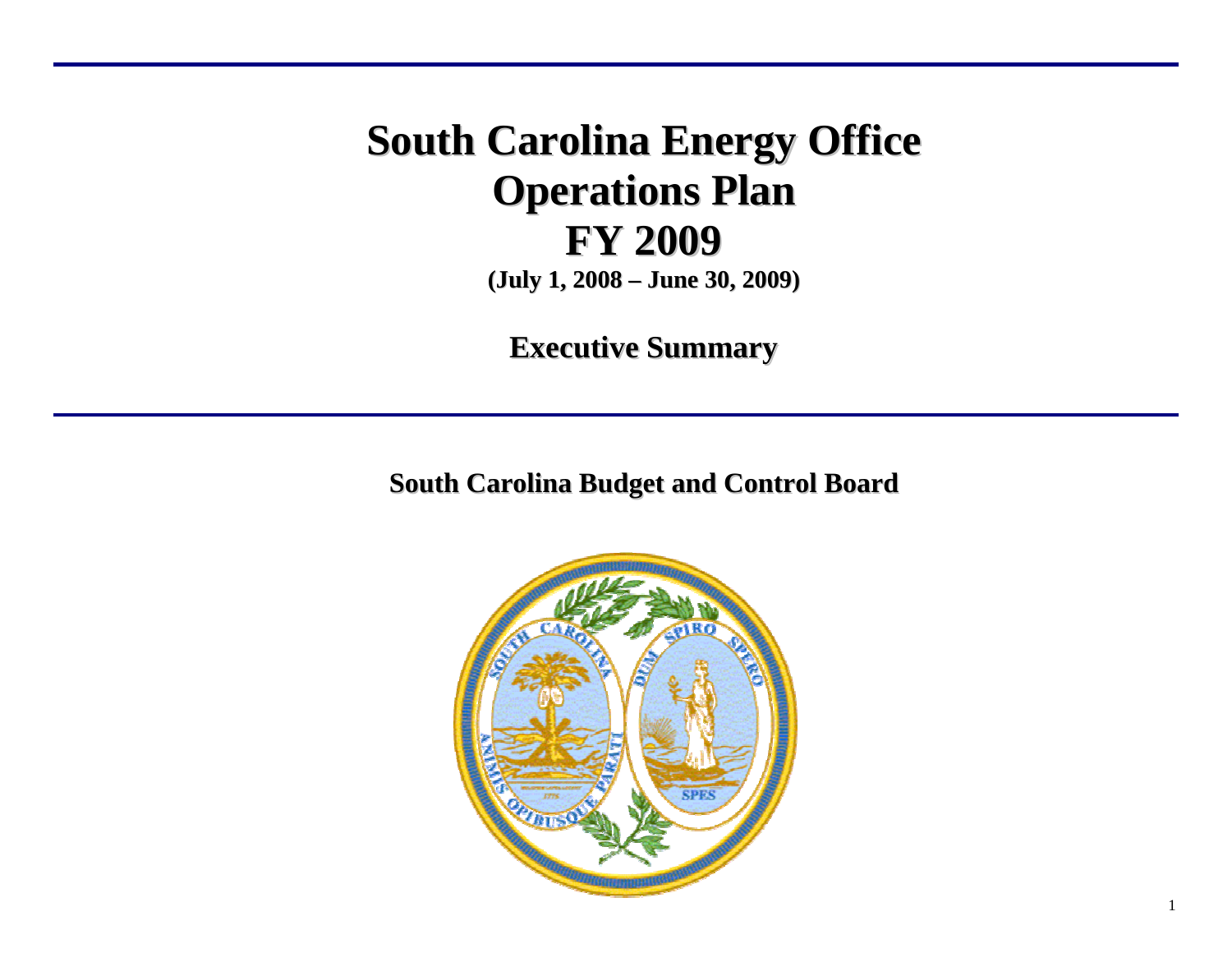# South Carolina Energy Office
# Operations Plan
# FY 2009

**(July 1, 2008 – June 30, 2009)**

## Executive Summary

**South Carolina Budget and Control Board**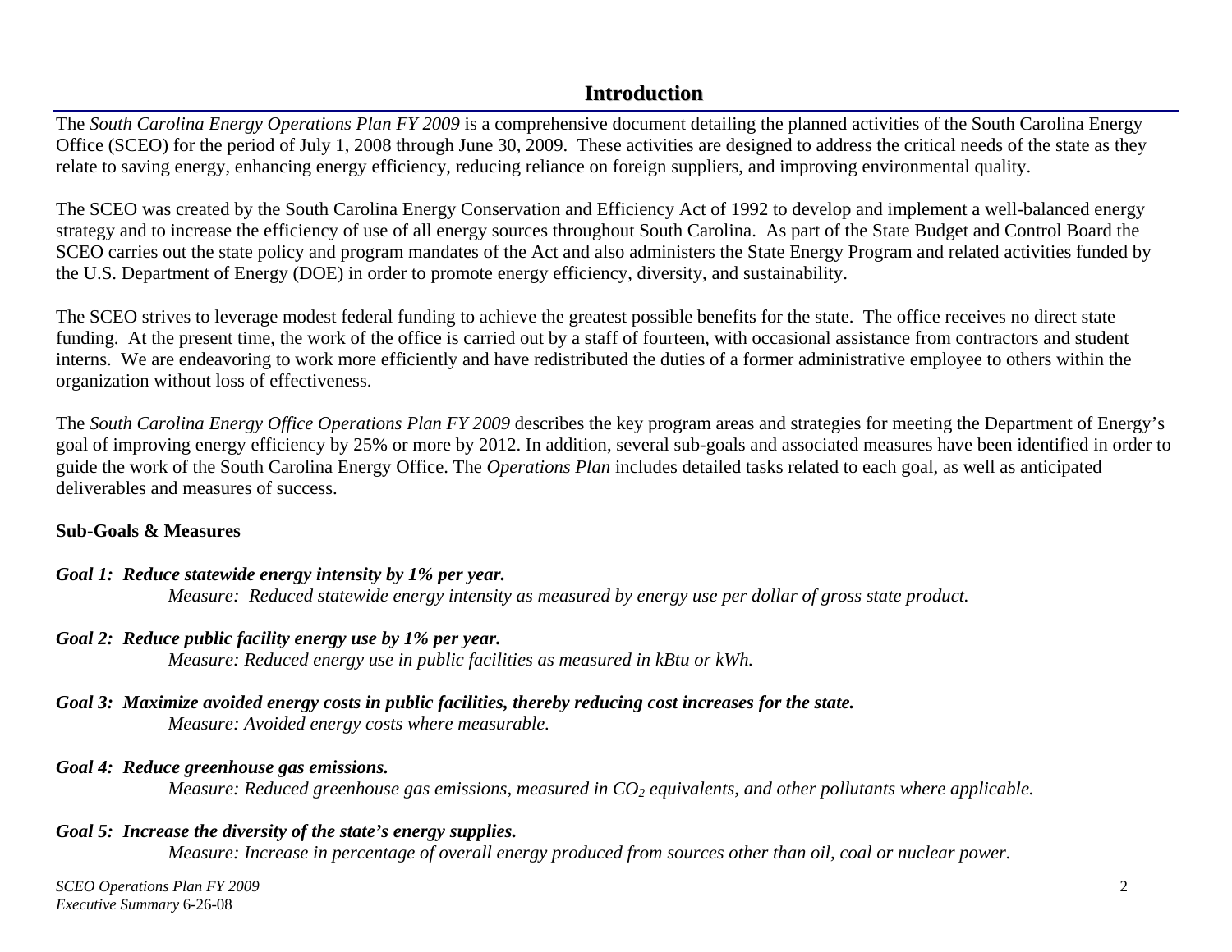## Introduction

The *South Carolina Energy Operations Plan FY 2009* is a comprehensive document detailing the planned activities of the South Carolina Energy Office (SCEO) for the period of July 1, 2008 through June 30, 2009. These activities are designed to address the critical needs of the state as they relate to saving energy, enhancing energy efficiency, reducing reliance on foreign suppliers, and improving environmental quality.

The SCEO was created by the South Carolina Energy Conservation and Efficiency Act of 1992 to develop and implement a well-balanced energy strategy and to increase the efficiency of use of all energy sources throughout South Carolina. As part of the State Budget and Control Board the SCEO carries out the state policy and program mandates of the Act and also administers the State Energy Program and related activities funded by the U.S. Department of Energy (DOE) in order to promote energy efficiency, diversity, and sustainability.

The SCEO strives to leverage modest federal funding to achieve the greatest possible benefits for the state. The office receives no direct state funding. At the present time, the work of the office is carried out by a staff of fourteen, with occasional assistance from contractors and student interns. We are endeavoring to work more efficiently and have redistributed the duties of a former administrative employee to others within the organization without loss of effectiveness.

The *South Carolina Energy Office Operations Plan FY 2009* describes the key program areas and strategies for meeting the Department of Energy's goal of improving energy efficiency by 25% or more by 2012. In addition, several sub-goals and associated measures have been identified in order to guide the work of the South Carolina Energy Office. The *Operations Plan* includes detailed tasks related to each goal, as well as anticipated deliverables and measures of success.

**Sub-Goals & Measures**

***Goal 1: Reduce statewide energy intensity by 1% per year.***
*Measure: Reduced statewide energy intensity as measured by energy use per dollar of gross state product.*

***Goal 2: Reduce public facility energy use by 1% per year.***
*Measure: Reduced energy use in public facilities as measured in kBtu or kWh.*

***Goal 3: Maximize avoided energy costs in public facilities, thereby reducing cost increases for the state.***
*Measure: Avoided energy costs where measurable.*

***Goal 4: Reduce greenhouse gas emissions.***
*Measure: Reduced greenhouse gas emissions, measured in $CO_2$ equivalents, and other pollutants where applicable.*

***Goal 5: Increase the diversity of the state's energy supplies.***
*Measure: Increase in percentage of overall energy produced from sources other than oil, coal or nuclear power.*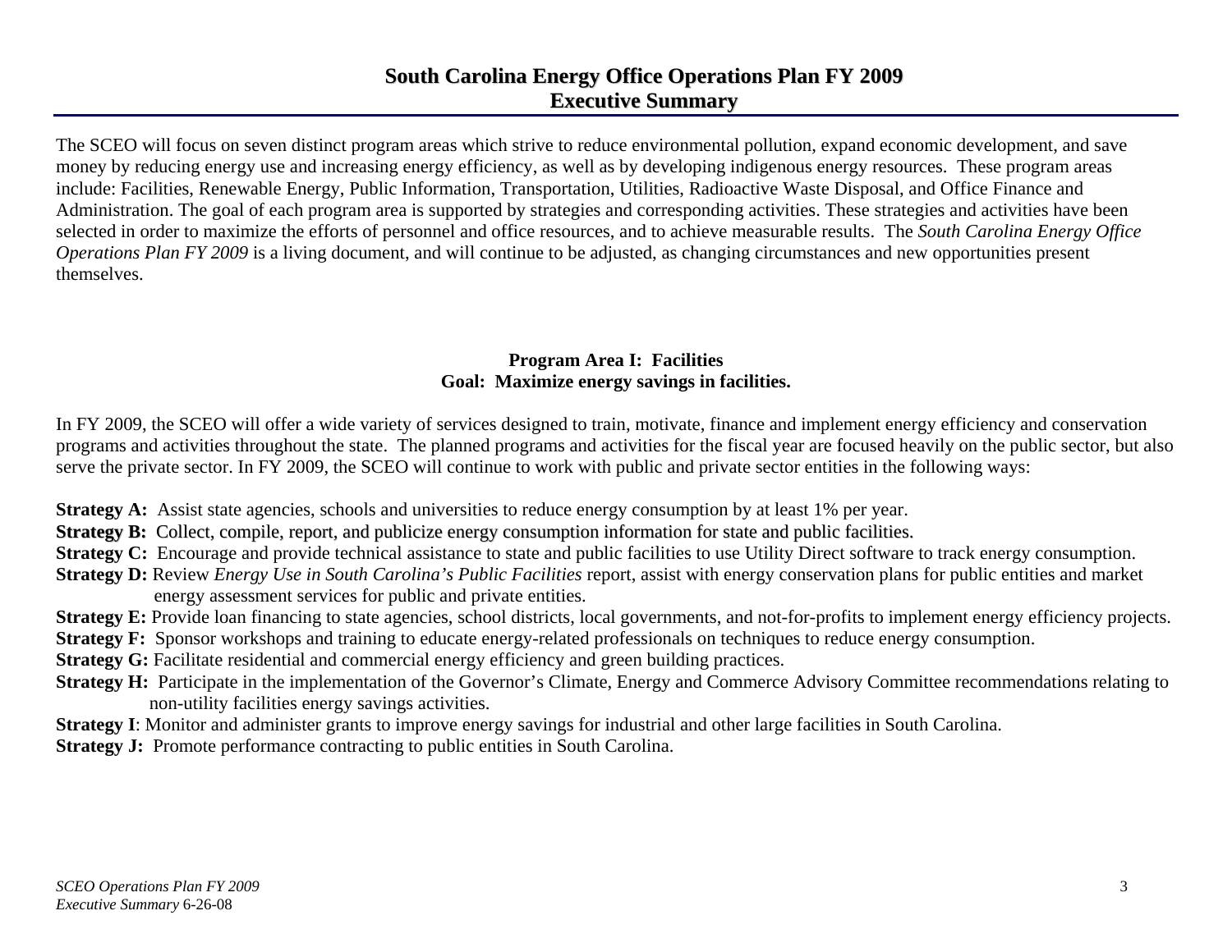# South Carolina Energy Office Operations Plan FY 2009
## Executive Summary

The SCEO will focus on seven distinct program areas which strive to reduce environmental pollution, expand economic development, and save money by reducing energy use and increasing energy efficiency, as well as by developing indigenous energy resources. These program areas include: Facilities, Renewable Energy, Public Information, Transportation, Utilities, Radioactive Waste Disposal, and Office Finance and Administration. The goal of each program area is supported by strategies and corresponding activities. These strategies and activities have been selected in order to maximize the efforts of personnel and office resources, and to achieve measurable results. The *South Carolina Energy Office Operations Plan FY 2009* is a living document, and will continue to be adjusted, as changing circumstances and new opportunities present themselves.

### Program Area I: Facilities
### Goal: Maximize energy savings in facilities.

In FY 2009, the SCEO will offer a wide variety of services designed to train, motivate, finance and implement energy efficiency and conservation programs and activities throughout the state. The planned programs and activities for the fiscal year are focused heavily on the public sector, but also serve the private sector. In FY 2009, the SCEO will continue to work with public and private sector entities in the following ways:

**Strategy A:** Assist state agencies, schools and universities to reduce energy consumption by at least 1% per year.

**Strategy B:** Collect, compile, report, and publicize energy consumption information for state and public facilities.

**Strategy C:** Encourage and provide technical assistance to state and public facilities to use Utility Direct software to track energy consumption.

**Strategy D:** Review *Energy Use in South Carolina's Public Facilities* report, assist with energy conservation plans for public entities and market energy assessment services for public and private entities.

**Strategy E:** Provide loan financing to state agencies, school districts, local governments, and not-for-profits to implement energy efficiency projects.

**Strategy F:** Sponsor workshops and training to educate energy-related professionals on techniques to reduce energy consumption.

**Strategy G:** Facilitate residential and commercial energy efficiency and green building practices.

**Strategy H:** Participate in the implementation of the Governor's Climate, Energy and Commerce Advisory Committee recommendations relating to non-utility facilities energy savings activities.

**Strategy I**: Monitor and administer grants to improve energy savings for industrial and other large facilities in South Carolina.

**Strategy J:** Promote performance contracting to public entities in South Carolina.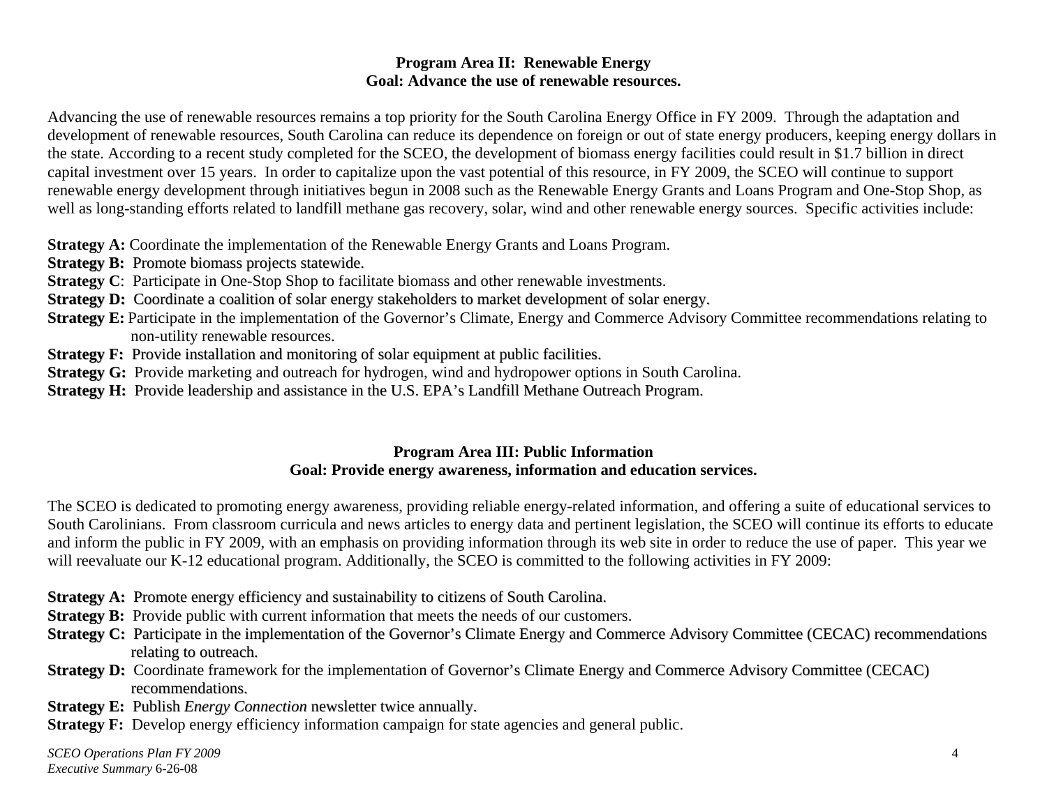## Program Area II: Renewable Energy
## Goal: Advance the use of renewable resources.

Advancing the use of renewable resources remains a top priority for the South Carolina Energy Office in FY 2009. Through the adaptation and development of renewable resources, South Carolina can reduce its dependence on foreign or out of state energy producers, keeping energy dollars in the state. According to a recent study completed for the SCEO, the development of biomass energy facilities could result in $1.7 billion in direct capital investment over 15 years. In order to capitalize upon the vast potential of this resource, in FY 2009, the SCEO will continue to support renewable energy development through initiatives begun in 2008 such as the Renewable Energy Grants and Loans Program and One-Stop Shop, as well as long-standing efforts related to landfill methane gas recovery, solar, wind and other renewable energy sources. Specific activities include:

**Strategy A:** Coordinate the implementation of the Renewable Energy Grants and Loans Program.
**Strategy B:** Promote biomass projects statewide.
**Strategy C**: Participate in One-Stop Shop to facilitate biomass and other renewable investments.
**Strategy D:** Coordinate a coalition of solar energy stakeholders to market development of solar energy.
**Strategy E:** Participate in the implementation of the Governor's Climate, Energy and Commerce Advisory Committee recommendations relating to non-utility renewable resources.
**Strategy F:** Provide installation and monitoring of solar equipment at public facilities.
**Strategy G:** Provide marketing and outreach for hydrogen, wind and hydropower options in South Carolina.
**Strategy H:** Provide leadership and assistance in the U.S. EPA's Landfill Methane Outreach Program.

## Program Area III: Public Information
## Goal: Provide energy awareness, information and education services.

The SCEO is dedicated to promoting energy awareness, providing reliable energy-related information, and offering a suite of educational services to South Carolinians. From classroom curricula and news articles to energy data and pertinent legislation, the SCEO will continue its efforts to educate and inform the public in FY 2009, with an emphasis on providing information through its web site in order to reduce the use of paper. This year we will reevaluate our K-12 educational program. Additionally, the SCEO is committed to the following activities in FY 2009:

**Strategy A:** Promote energy efficiency and sustainability to citizens of South Carolina.
**Strategy B:** Provide public with current information that meets the needs of our customers.
**Strategy C:** Participate in the implementation of the Governor's Climate Energy and Commerce Advisory Committee (CECAC) recommendations relating to outreach.
**Strategy D:** Coordinate framework for the implementation of Governor's Climate Energy and Commerce Advisory Committee (CECAC) recommendations.
**Strategy E:** Publish *Energy Connection* newsletter twice annually.
**Strategy F:** Develop energy efficiency information campaign for state agencies and general public.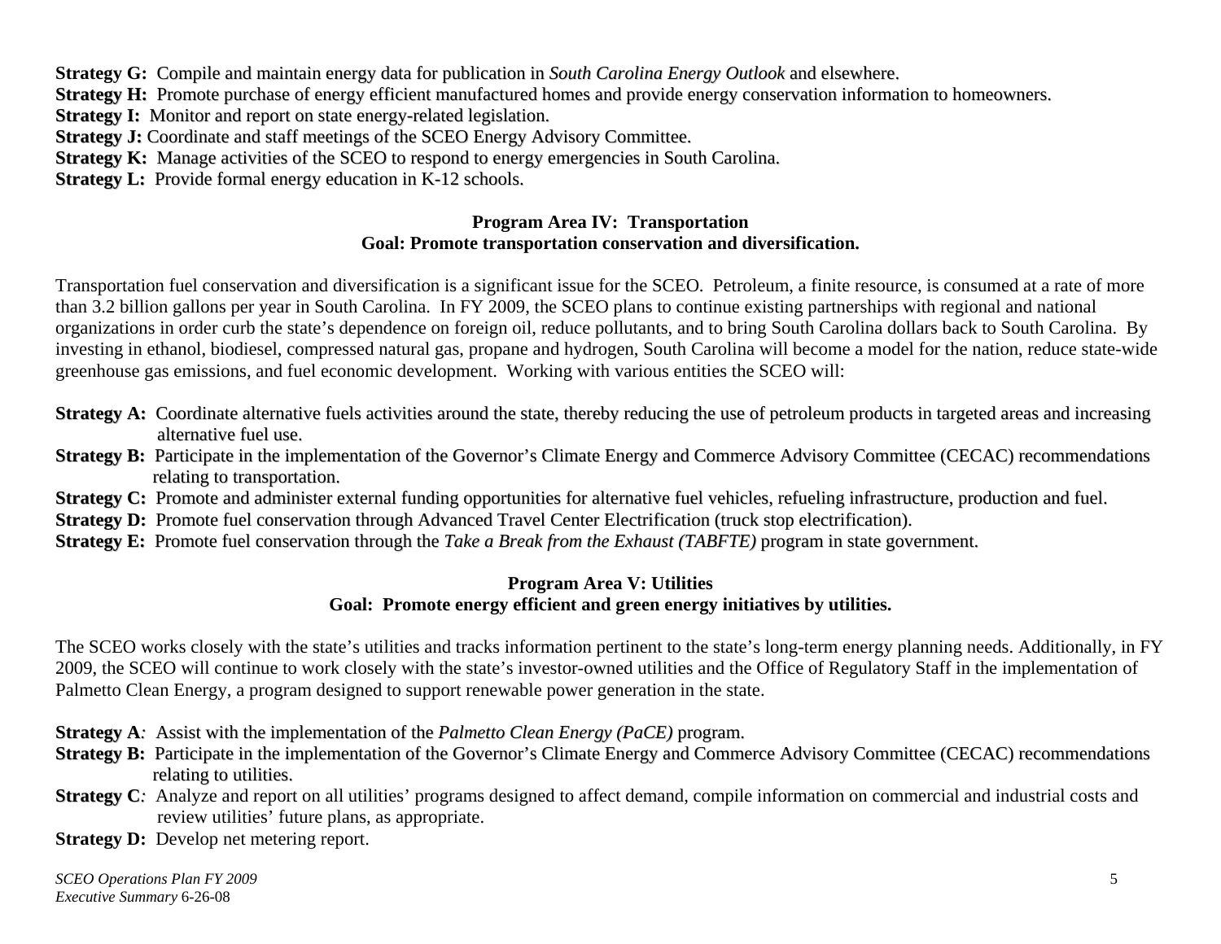**Strategy G:** Compile and maintain energy data for publication in *South Carolina Energy Outlook* and elsewhere.
**Strategy H:** Promote purchase of energy efficient manufactured homes and provide energy conservation information to homeowners.
**Strategy I:** Monitor and report on state energy-related legislation.
**Strategy J:** Coordinate and staff meetings of the SCEO Energy Advisory Committee.
**Strategy K:** Manage activities of the SCEO to respond to energy emergencies in South Carolina.
**Strategy L:** Provide formal energy education in K-12 schools.

## Program Area IV: Transportation
### Goal: Promote transportation conservation and diversification.

Transportation fuel conservation and diversification is a significant issue for the SCEO. Petroleum, a finite resource, is consumed at a rate of more than 3.2 billion gallons per year in South Carolina. In FY 2009, the SCEO plans to continue existing partnerships with regional and national organizations in order curb the state's dependence on foreign oil, reduce pollutants, and to bring South Carolina dollars back to South Carolina. By investing in ethanol, biodiesel, compressed natural gas, propane and hydrogen, South Carolina will become a model for the nation, reduce state-wide greenhouse gas emissions, and fuel economic development. Working with various entities the SCEO will:

**Strategy A:** Coordinate alternative fuels activities around the state, thereby reducing the use of petroleum products in targeted areas and increasing alternative fuel use.
**Strategy B:** Participate in the implementation of the Governor's Climate Energy and Commerce Advisory Committee (CECAC) recommendations relating to transportation.
**Strategy C:** Promote and administer external funding opportunities for alternative fuel vehicles, refueling infrastructure, production and fuel.
**Strategy D:** Promote fuel conservation through Advanced Travel Center Electrification (truck stop electrification).
**Strategy E:** Promote fuel conservation through the *Take a Break from the Exhaust (TABFTE)* program in state government.

## Program Area V: Utilities
### Goal: Promote energy efficient and green energy initiatives by utilities.

The SCEO works closely with the state's utilities and tracks information pertinent to the state's long-term energy planning needs. Additionally, in FY 2009, the SCEO will continue to work closely with the state's investor-owned utilities and the Office of Regulatory Staff in the implementation of Palmetto Clean Energy, a program designed to support renewable power generation in the state.

**Strategy A***:* Assist with the implementation of the *Palmetto Clean Energy (PaCE)* program.
**Strategy B:** Participate in the implementation of the Governor's Climate Energy and Commerce Advisory Committee (CECAC) recommendations relating to utilities.
**Strategy C***:* Analyze and report on all utilities' programs designed to affect demand, compile information on commercial and industrial costs and review utilities' future plans, as appropriate.
**Strategy D:** Develop net metering report.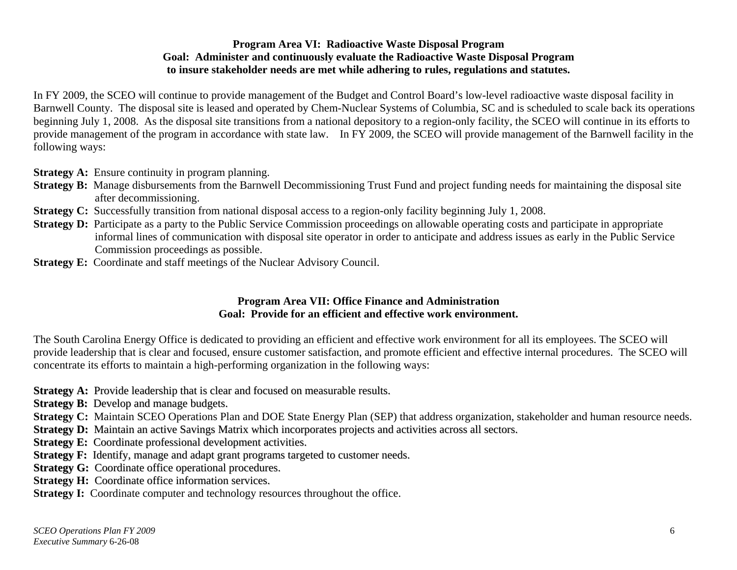## Program Area VI: Radioactive Waste Disposal Program
### Goal: Administer and continuously evaluate the Radioactive Waste Disposal Program to insure stakeholder needs are met while adhering to rules, regulations and statutes.

In FY 2009, the SCEO will continue to provide management of the Budget and Control Board's low-level radioactive waste disposal facility in Barnwell County. The disposal site is leased and operated by Chem-Nuclear Systems of Columbia, SC and is scheduled to scale back its operations beginning July 1, 2008. As the disposal site transitions from a national depository to a region-only facility, the SCEO will continue in its efforts to provide management of the program in accordance with state law. In FY 2009, the SCEO will provide management of the Barnwell facility in the following ways:

**Strategy A:** Ensure continuity in program planning.
**Strategy B:** Manage disbursements from the Barnwell Decommissioning Trust Fund and project funding needs for maintaining the disposal site after decommissioning.
**Strategy C:** Successfully transition from national disposal access to a region-only facility beginning July 1, 2008.
**Strategy D:** Participate as a party to the Public Service Commission proceedings on allowable operating costs and participate in appropriate informal lines of communication with disposal site operator in order to anticipate and address issues as early in the Public Service Commission proceedings as possible.
**Strategy E:** Coordinate and staff meetings of the Nuclear Advisory Council.

## Program Area VII: Office Finance and Administration
### Goal: Provide for an efficient and effective work environment.

The South Carolina Energy Office is dedicated to providing an efficient and effective work environment for all its employees. The SCEO will provide leadership that is clear and focused, ensure customer satisfaction, and promote efficient and effective internal procedures. The SCEO will concentrate its efforts to maintain a high-performing organization in the following ways:

**Strategy A:** Provide leadership that is clear and focused on measurable results.
**Strategy B:** Develop and manage budgets.
**Strategy C:** Maintain SCEO Operations Plan and DOE State Energy Plan (SEP) that address organization, stakeholder and human resource needs.
**Strategy D:** Maintain an active Savings Matrix which incorporates projects and activities across all sectors.
**Strategy E:** Coordinate professional development activities.
**Strategy F:** Identify, manage and adapt grant programs targeted to customer needs.
**Strategy G:** Coordinate office operational procedures.
**Strategy H:** Coordinate office information services.
**Strategy I:** Coordinate computer and technology resources throughout the office.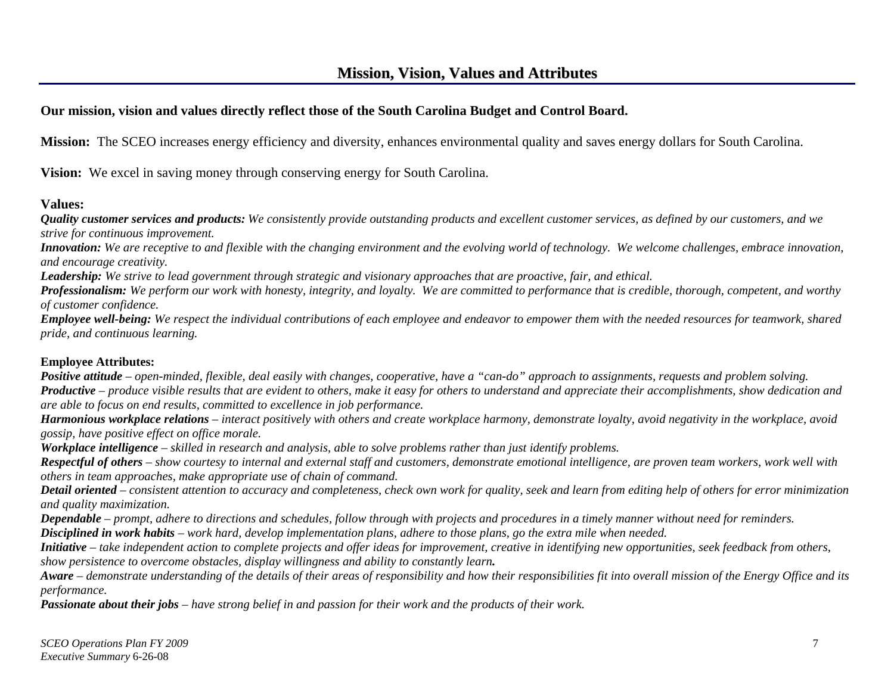# Mission, Vision, Values and Attributes

**Our mission, vision and values directly reflect those of the South Carolina Budget and Control Board.**

**Mission:** The SCEO increases energy efficiency and diversity, enhances environmental quality and saves energy dollars for South Carolina.

**Vision:** We excel in saving money through conserving energy for South Carolina.

**Values:**

***Quality customer services and products:*** *We consistently provide outstanding products and excellent customer services, as defined by our customers, and we strive for continuous improvement.*

***Innovation:*** *We are receptive to and flexible with the changing environment and the evolving world of technology. We welcome challenges, embrace innovation, and encourage creativity.*

***Leadership:*** *We strive to lead government through strategic and visionary approaches that are proactive, fair, and ethical.*

***Professionalism:*** *We perform our work with honesty, integrity, and loyalty. We are committed to performance that is credible, thorough, competent, and worthy of customer confidence.*

***Employee well-being:*** *We respect the individual contributions of each employee and endeavor to empower them with the needed resources for teamwork, shared pride, and continuous learning.*

**Employee Attributes:**

***Positive attitude*** *– open-minded, flexible, deal easily with changes, cooperative, have a "can-do" approach to assignments, requests and problem solving.*

***Productive*** *– produce visible results that are evident to others, make it easy for others to understand and appreciate their accomplishments, show dedication and are able to focus on end results, committed to excellence in job performance.*

***Harmonious workplace relations*** *– interact positively with others and create workplace harmony, demonstrate loyalty, avoid negativity in the workplace, avoid gossip, have positive effect on office morale.*

***Workplace intelligence*** *– skilled in research and analysis, able to solve problems rather than just identify problems.*

***Respectful of others*** *– show courtesy to internal and external staff and customers, demonstrate emotional intelligence, are proven team workers, work well with others in team approaches, make appropriate use of chain of command.*

***Detail oriented*** *– consistent attention to accuracy and completeness, check own work for quality, seek and learn from editing help of others for error minimization and quality maximization.*

***Dependable*** *– prompt, adhere to directions and schedules, follow through with projects and procedures in a timely manner without need for reminders.*

***Disciplined in work habits*** *– work hard, develop implementation plans, adhere to those plans, go the extra mile when needed.*

***Initiative*** *– take independent action to complete projects and offer ideas for improvement, creative in identifying new opportunities, seek feedback from others, show persistence to overcome obstacles, display willingness and ability to constantly learn.*

***Aware*** *– demonstrate understanding of the details of their areas of responsibility and how their responsibilities fit into overall mission of the Energy Office and its performance.*

***Passionate about their jobs*** *– have strong belief in and passion for their work and the products of their work.*